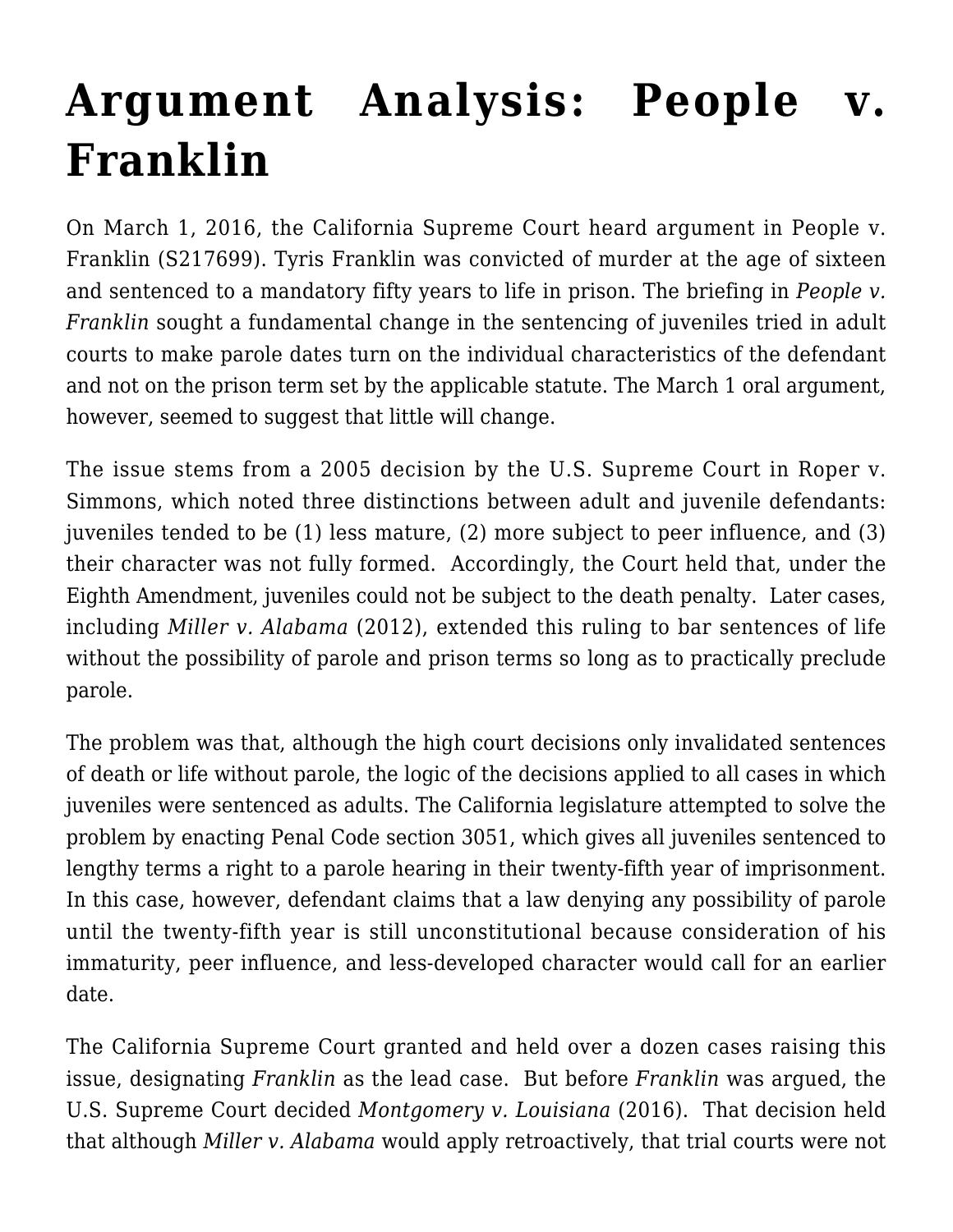# Argument Analysis: People v. Franklin

On March 1, 2016, the California Supreme Court heard argument in People v. Franklin (S217699). Tyris Franklin was convicted of murder at the age of sixteen and sentenced to a mandatory fifty years to life in prison. The briefing in *People v. Franklin* sought a fundamental change in the sentencing of juveniles tried in adult courts to make parole dates turn on the individual characteristics of the defendant and not on the prison term set by the applicable statute. The March 1 oral argument, however, seemed to suggest that little will change.

The issue stems from a 2005 decision by the U.S. Supreme Court in Roper v. Simmons, which noted three distinctions between adult and juvenile defendants: juveniles tended to be (1) less mature, (2) more subject to peer influence, and (3) their character was not fully formed. Accordingly, the Court held that, under the Eighth Amendment, juveniles could not be subject to the death penalty. Later cases, including *Miller v. Alabama* (2012), extended this ruling to bar sentences of life without the possibility of parole and prison terms so long as to practically preclude parole.

The problem was that, although the high court decisions only invalidated sentences of death or life without parole, the logic of the decisions applied to all cases in which juveniles were sentenced as adults. The California legislature attempted to solve the problem by enacting Penal Code section 3051, which gives all juveniles sentenced to lengthy terms a right to a parole hearing in their twenty-fifth year of imprisonment. In this case, however, defendant claims that a law denying any possibility of parole until the twenty-fifth year is still unconstitutional because consideration of his immaturity, peer influence, and less-developed character would call for an earlier date.

The California Supreme Court granted and held over a dozen cases raising this issue, designating *Franklin* as the lead case. But before *Franklin* was argued, the U.S. Supreme Court decided *Montgomery v. Louisiana* (2016). That decision held that although *Miller v. Alabama* would apply retroactively, that trial courts were not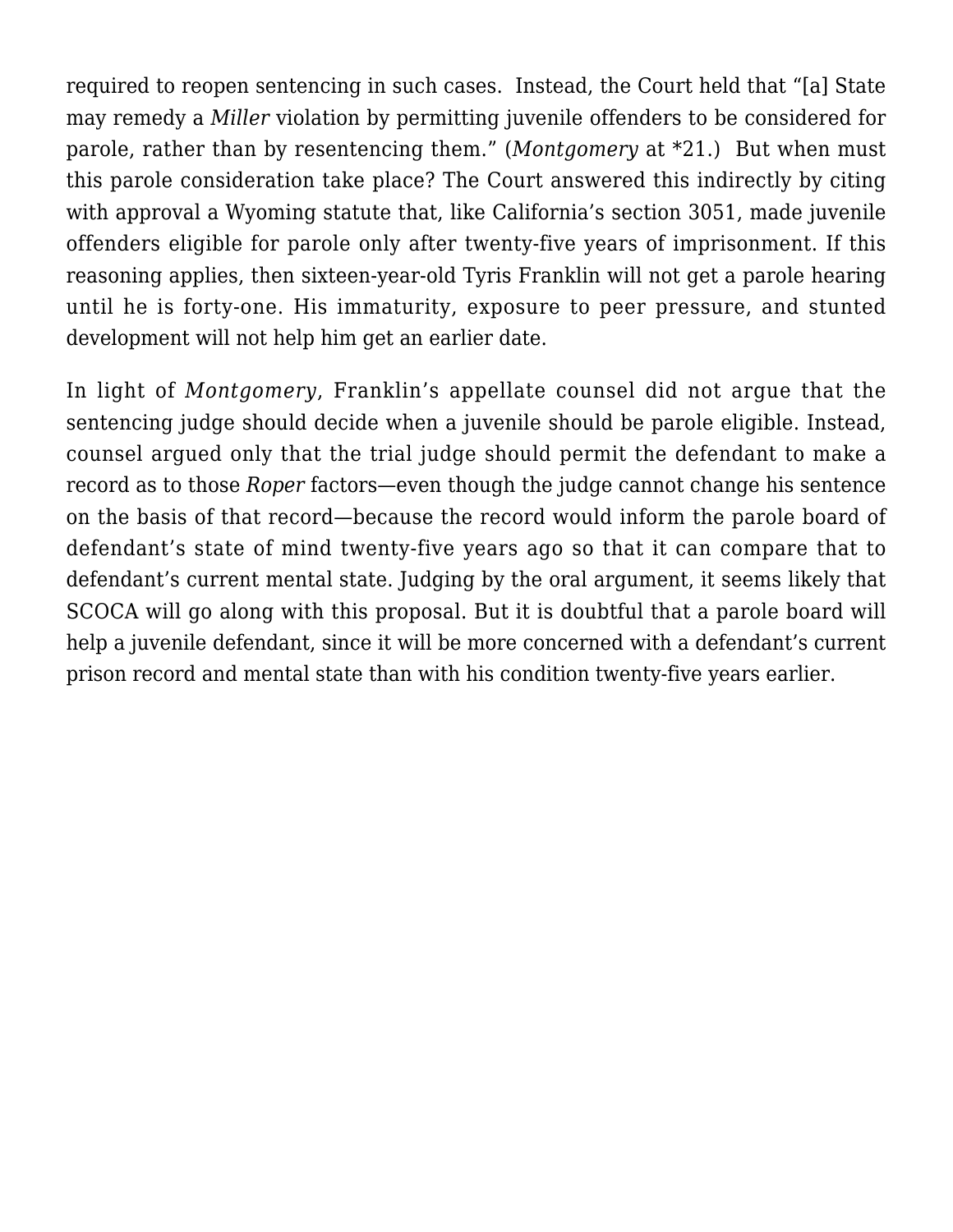required to reopen sentencing in such cases. Instead, the Court held that "[a] State may remedy a *Miller* violation by permitting juvenile offenders to be considered for parole, rather than by resentencing them." (*Montgomery* at *21.) But when must this parole consideration take place? The Court answered this indirectly by citing with approval a Wyoming statute that, like California's section 3051, made juvenile offenders eligible for parole only after twenty-five years of imprisonment. If this reasoning applies, then sixteen-year-old Tyris Franklin will not get a parole hearing until he is forty-one. His immaturity, exposure to peer pressure, and stunted development will not help him get an earlier date.

In light of *Montgomery*, Franklin's appellate counsel did not argue that the sentencing judge should decide when a juvenile should be parole eligible. Instead, counsel argued only that the trial judge should permit the defendant to make a record as to those *Roper* factors—even though the judge cannot change his sentence on the basis of that record—because the record would inform the parole board of defendant's state of mind twenty-five years ago so that it can compare that to defendant's current mental state. Judging by the oral argument, it seems likely that SCOCA will go along with this proposal. But it is doubtful that a parole board will help a juvenile defendant, since it will be more concerned with a defendant's current prison record and mental state than with his condition twenty-five years earlier.